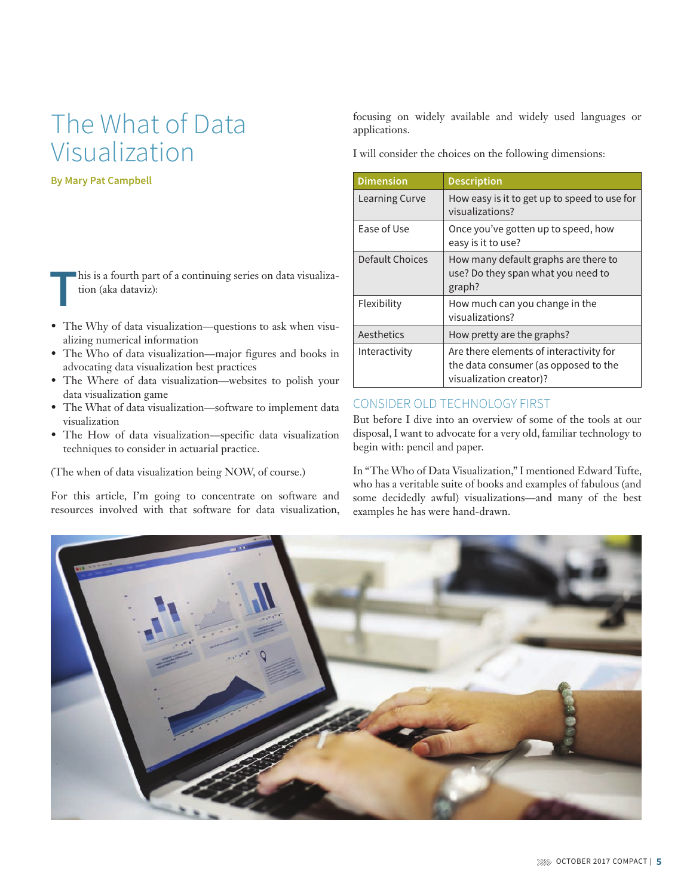# The What of Data Visualization

**By Mary Pat Campbell**

This is a fourth part of a continuing series on data visualization (aka dataviz):

- The Why of data visualization—questions to ask when visualizing numerical information
- The Who of data visualization—major figures and books in advocating data visualization best practices
- The Where of data visualization—websites to polish your data visualization game
- The What of data visualization—software to implement data visualization
- The How of data visualization—specific data visualization techniques to consider in actuarial practice.

(The when of data visualization being NOW, of course.)

For this article, I'm going to concentrate on software and resources involved with that software for data visualization, focusing on widely available and widely used languages or applications.

I will consider the choices on the following dimensions:

| Dimension | Description |
|---|---|
| Learning Curve | How easy is it to get up to speed to use for visualizations? |
| Ease of Use | Once you've gotten up to speed, how easy is it to use? |
| Default Choices | How many default graphs are there to use? Do they span what you need to graph? |
| Flexibility | How much can you change in the visualizations? |
| Aesthetics | How pretty are the graphs? |
| Interactivity | Are there elements of interactivity for the data consumer (as opposed to the visualization creator)? |

## CONSIDER OLD TECHNOLOGY FIRST

But before I dive into an overview of some of the tools at our disposal, I want to advocate for a very old, familiar technology to begin with: pencil and paper.

In "The Who of Data Visualization," I mentioned Edward Tufte, who has a veritable suite of books and examples of fabulous (and some decidedly awful) visualizations—and many of the best examples he has were hand-drawn.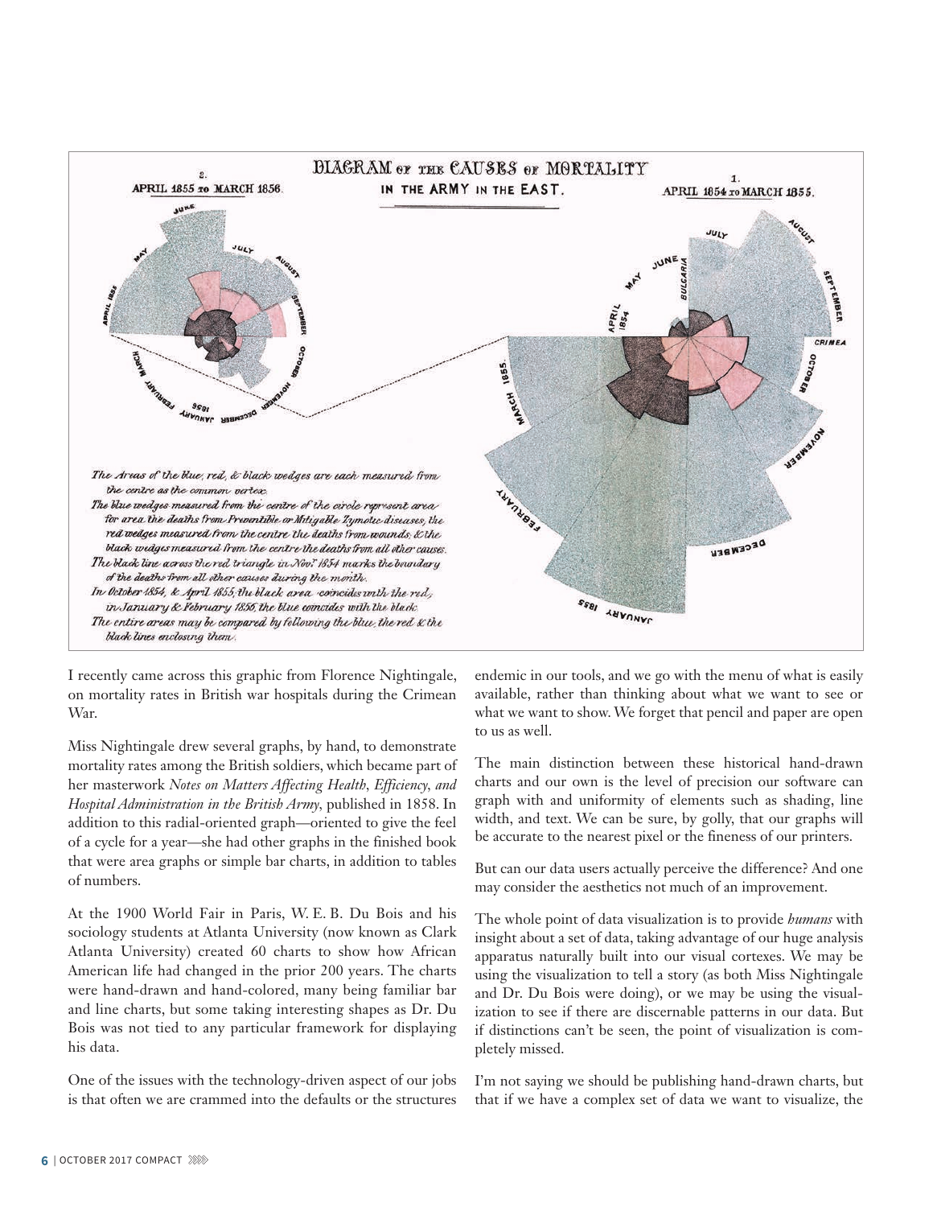I recently came across this graphic from Florence Nightingale, on mortality rates in British war hospitals during the Crimean War.

Miss Nightingale drew several graphs, by hand, to demonstrate mortality rates among the British soldiers, which became part of her masterwork *Notes on Matters Affecting Health, Efficiency, and Hospital Administration in the British Army*, published in 1858. In addition to this radial-oriented graph—oriented to give the feel of a cycle for a year—she had other graphs in the finished book that were area graphs or simple bar charts, in addition to tables of numbers.

At the 1900 World Fair in Paris, W. E. B. Du Bois and his sociology students at Atlanta University (now known as Clark Atlanta University) created 60 charts to show how African American life had changed in the prior 200 years. The charts were hand-drawn and hand-colored, many being familiar bar and line charts, but some taking interesting shapes as Dr. Du Bois was not tied to any particular framework for displaying his data.

One of the issues with the technology-driven aspect of our jobs is that often we are crammed into the defaults or the structures endemic in our tools, and we go with the menu of what is easily available, rather than thinking about what we want to see or what we want to show. We forget that pencil and paper are open to us as well.

The main distinction between these historical hand-drawn charts and our own is the level of precision our software can graph with and uniformity of elements such as shading, line width, and text. We can be sure, by golly, that our graphs will be accurate to the nearest pixel or the fineness of our printers.

But can our data users actually perceive the difference? And one may consider the aesthetics not much of an improvement.

The whole point of data visualization is to provide *humans* with insight about a set of data, taking advantage of our huge analysis apparatus naturally built into our visual cortexes. We may be using the visualization to tell a story (as both Miss Nightingale and Dr. Du Bois were doing), or we may be using the visualization to see if there are discernable patterns in our data. But if distinctions can't be seen, the point of visualization is completely missed.

I'm not saying we should be publishing hand-drawn charts, but that if we have a complex set of data we want to visualize, the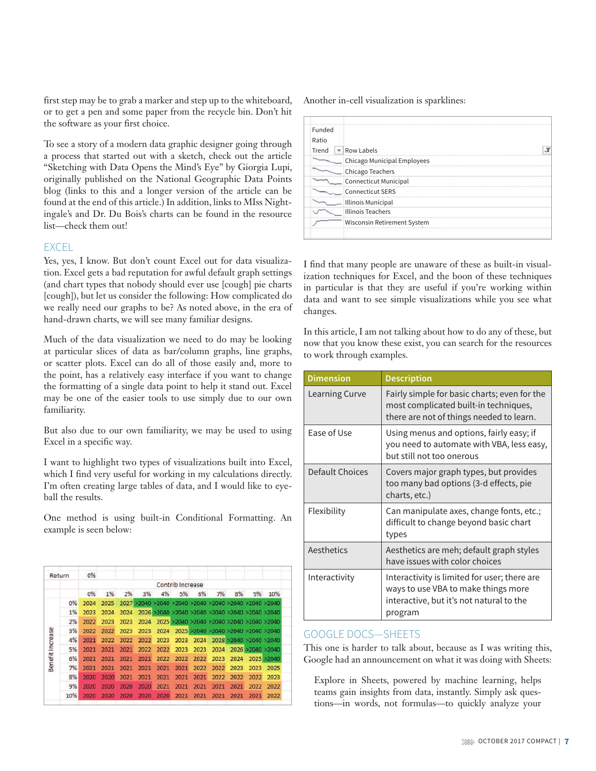first step may be to grab a marker and step up to the whiteboard, or to get a pen and some paper from the recycle bin. Don't hit the software as your first choice.

To see a story of a modern data graphic designer going through a process that started out with a sketch, check out the article "Sketching with Data Opens the Mind's Eye" by Giorgia Lupi, originally published on the National Geographic Data Points blog (links to this and a longer version of the article can be found at the end of this article.) In addition, links to MIss Nightingale's and Dr. Du Bois's charts can be found in the resource list—check them out!

## EXCEL

Yes, yes, I know. But don't count Excel out for data visualization. Excel gets a bad reputation for awful default graph settings (and chart types that nobody should ever use [cough] pie charts [cough]), but let us consider the following: How complicated do we really need our graphs to be? As noted above, in the era of hand-drawn charts, we will see many familiar designs.

Much of the data visualization we need to do may be looking at particular slices of data as bar/column graphs, line graphs, or scatter plots. Excel can do all of those easily and, more to the point, has a relatively easy interface if you want to change the formatting of a single data point to help it stand out. Excel may be one of the easier tools to use simply due to our own familiarity.

But also due to our own familiarity, we may be used to using Excel in a specific way.

I want to highlight two types of visualizations built into Excel, which I find very useful for working in my calculations directly. I'm often creating large tables of data, and I would like to eyeball the results.

One method is using built-in Conditional Formatting. An example is seen below:

Return 0%

| Benefit Increase | Contrib Increase | | | | | | | | | | |
|---|---|---|---|---|---|---|---|---|---|---|---|
| | 0% | 1% | 2% | 3% | 4% | 5% | 6% | 7% | 8% | 9% | 10% |
| 0% | 2024 | 2025 | 2027 | >2040 | >2040 | >2040 | >2040 | >2040 | >2040 | >2040 | >2040 |
| 1% | 2023 | 2024 | 2024 | 2026 | >2040 | >2040 | >2040 | >2040 | >2040 | >2040 | >2040 |
| 2% | 2022 | 2023 | 2023 | 2024 | 2025 | >2040 | >2040 | >2040 | >2040 | >2040 | >2040 |
| 3% | 2022 | 2022 | 2023 | 2023 | 2024 | 2025 | >2040 | >2040 | >2040 | >2040 | >2040 |
| 4% | 2021 | 2022 | 2022 | 2022 | 2023 | 2023 | 2024 | 2028 | >2040 | >2040 | >2040 |
| 5% | 2021 | 2021 | 2021 | 2022 | 2022 | 2023 | 2023 | 2024 | 2026 | >2040 | >2040 |
| 6% | 2021 | 2021 | 2021 | 2021 | 2022 | 2022 | 2022 | 2023 | 2024 | 2025 | >2040 |
| 7% | 2021 | 2021 | 2021 | 2021 | 2021 | 2021 | 2022 | 2022 | 2023 | 2023 | 2025 |
| 8% | 2020 | 2020 | 2021 | 2021 | 2021 | 2021 | 2021 | 2022 | 2022 | 2022 | 2023 |
| 9% | 2020 | 2020 | 2020 | 2020 | 2021 | 2021 | 2021 | 2021 | 2021 | 2022 | 2022 |
| 10% | 2020 | 2020 | 2020 | 2020 | 2020 | 2021 | 2021 | 2021 | 2021 | 2021 | 2022 |

Another in-cell visualization is sparklines:

| Funded Ratio Trend | Row Labels |
|---|---|
| | Chicago Municipal Employees |
| | Chicago Teachers |
| | Connecticut Municipal |
| | Connecticut SERS |
| | Illinois Municipal |
| | Illinois Teachers |
| | Wisconsin Retirement System |

I find that many people are unaware of these as built-in visualization techniques for Excel, and the boon of these techniques in particular is that they are useful if you're working within data and want to see simple visualizations while you see what changes.

In this article, I am not talking about how to do any of these, but now that you know these exist, you can search for the resources to work through examples.

| Dimension | Description |
|---|---|
| Learning Curve | Fairly simple for basic charts; even for the most complicated built-in techniques, there are not of things needed to learn. |
| Ease of Use | Using menus and options, fairly easy; if you need to automate with VBA, less easy, but still not too onerous |
| Default Choices | Covers major graph types, but provides too many bad options (3-d effects, pie charts, etc.) |
| Flexibility | Can manipulate axes, change fonts, etc.; difficult to change beyond basic chart types |
| Aesthetics | Aesthetics are meh; default graph styles have issues with color choices |
| Interactivity | Interactivity is limited for user; there are ways to use VBA to make things more interactive, but it's not natural to the program |

## GOOGLE DOCS—SHEETS

This one is harder to talk about, because as I was writing this, Google had an announcement on what it was doing with Sheets:

> Explore in Sheets, powered by machine learning, helps teams gain insights from data, instantly. Simply ask questions—in words, not formulas—to quickly analyze your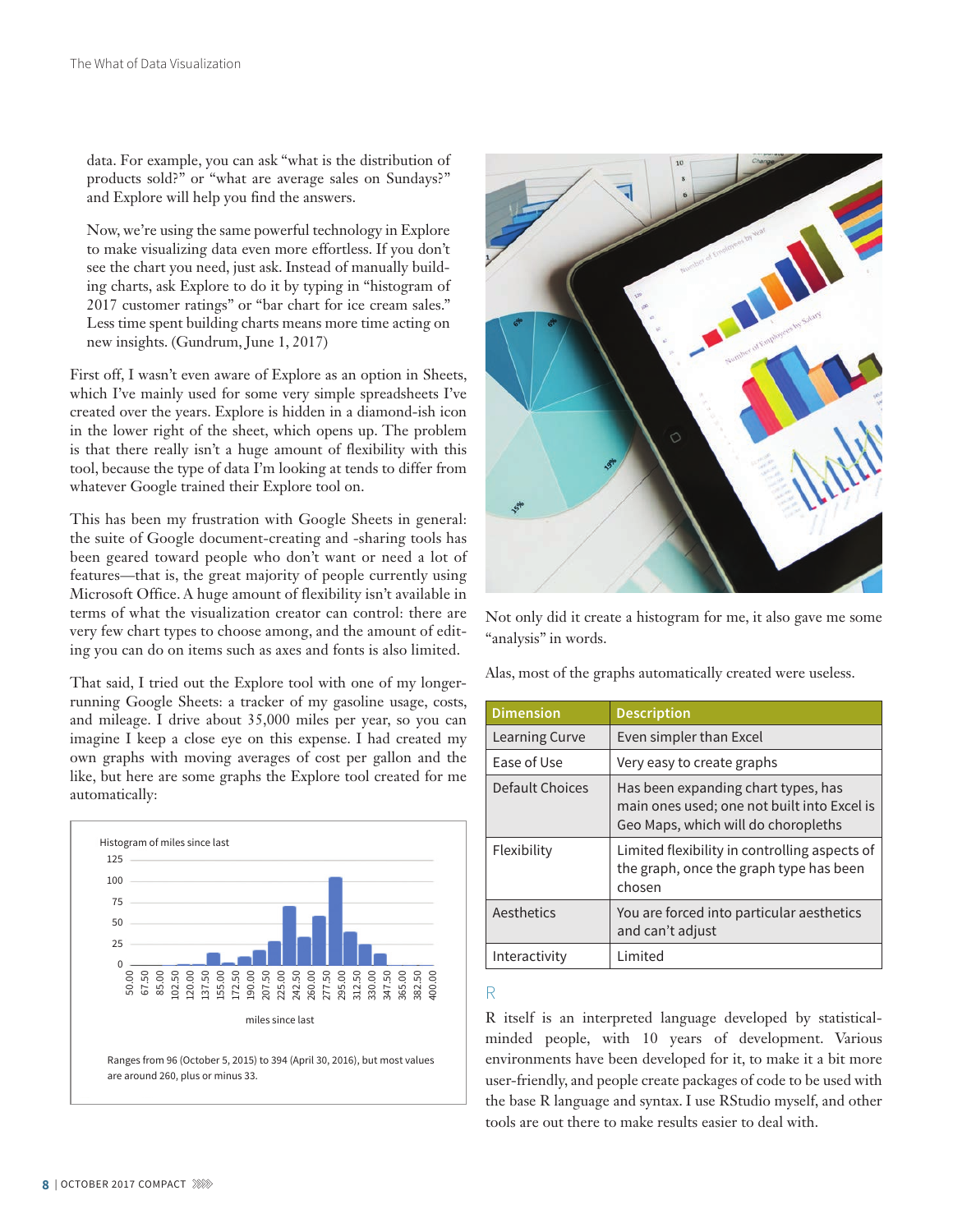data. For example, you can ask "what is the distribution of products sold?" or "what are average sales on Sundays?" and Explore will help you find the answers.

Now, we're using the same powerful technology in Explore to make visualizing data even more effortless. If you don't see the chart you need, just ask. Instead of manually building charts, ask Explore to do it by typing in "histogram of 2017 customer ratings" or "bar chart for ice cream sales." Less time spent building charts means more time acting on new insights. (Gundrum, June 1, 2017)

First off, I wasn't even aware of Explore as an option in Sheets, which I've mainly used for some very simple spreadsheets I've created over the years. Explore is hidden in a diamond-ish icon in the lower right of the sheet, which opens up. The problem is that there really isn't a huge amount of flexibility with this tool, because the type of data I'm looking at tends to differ from whatever Google trained their Explore tool on.

This has been my frustration with Google Sheets in general: the suite of Google document-creating and -sharing tools has been geared toward people who don't want or need a lot of features—that is, the great majority of people currently using Microsoft Office. A huge amount of flexibility isn't available in terms of what the visualization creator can control: there are very few chart types to choose among, and the amount of editing you can do on items such as axes and fonts is also limited.

That said, I tried out the Explore tool with one of my longer-running Google Sheets: a tracker of my gasoline usage, costs, and mileage. I drive about 35,000 miles per year, so you can imagine I keep a close eye on this expense. I had created my own graphs with moving averages of cost per gallon and the like, but here are some graphs the Explore tool created for me automatically:

Ranges from 96 (October 5, 2015) to 394 (April 30, 2016), but most values are around 260, plus or minus 33.

Not only did it create a histogram for me, it also gave me some "analysis" in words.

Alas, most of the graphs automatically created were useless.

| Dimension | Description |
|---|---|
| Learning Curve | Even simpler than Excel |
| Ease of Use | Very easy to create graphs |
| Default Choices | Has been expanding chart types, has main ones used; one not built into Excel is Geo Maps, which will do choropleths |
| Flexibility | Limited flexibility in controlling aspects of the graph, once the graph type has been chosen |
| Aesthetics | You are forced into particular aesthetics and can't adjust |
| Interactivity | Limited |

## R

R itself is an interpreted language developed by statistical-minded people, with 10 years of development. Various environments have been developed for it, to make it a bit more user-friendly, and people create packages of code to be used with the base R language and syntax. I use RStudio myself, and other tools are out there to make results easier to deal with.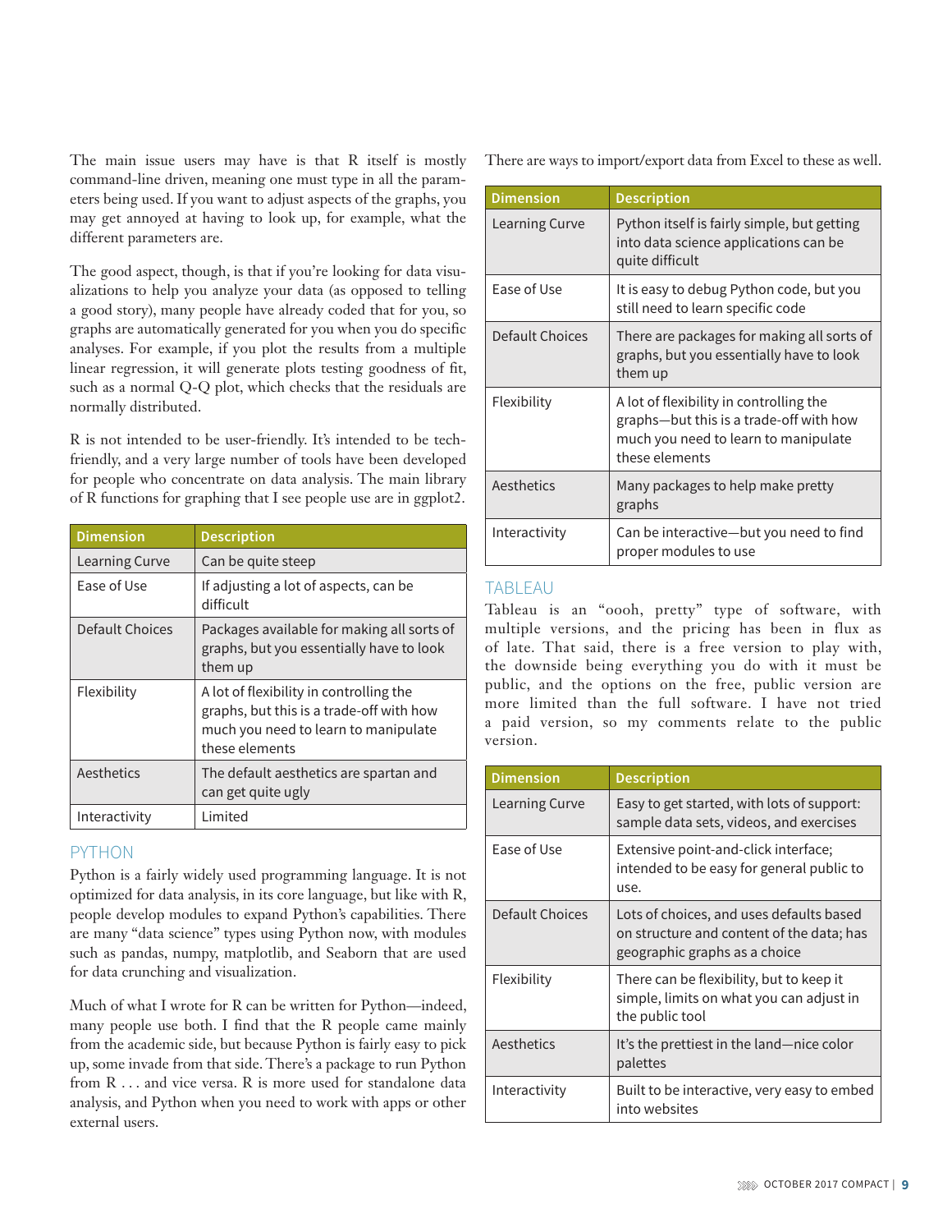The main issue users may have is that R itself is mostly command-line driven, meaning one must type in all the parameters being used. If you want to adjust aspects of the graphs, you may get annoyed at having to look up, for example, what the different parameters are.

The good aspect, though, is that if you're looking for data visualizations to help you analyze your data (as opposed to telling a good story), many people have already coded that for you, so graphs are automatically generated for you when you do specific analyses. For example, if you plot the results from a multiple linear regression, it will generate plots testing goodness of fit, such as a normal Q-Q plot, which checks that the residuals are normally distributed.

R is not intended to be user-friendly. It's intended to be tech-friendly, and a very large number of tools have been developed for people who concentrate on data analysis. The main library of R functions for graphing that I see people use are in ggplot2.

| Dimension | Description |
|---|---|
| Learning Curve | Can be quite steep |
| Ease of Use | If adjusting a lot of aspects, can be difficult |
| Default Choices | Packages available for making all sorts of graphs, but you essentially have to look them up |
| Flexibility | A lot of flexibility in controlling the graphs, but this is a trade-off with how much you need to learn to manipulate these elements |
| Aesthetics | The default aesthetics are spartan and can get quite ugly |
| Interactivity | Limited |

## PYTHON

Python is a fairly widely used programming language. It is not optimized for data analysis, in its core language, but like with R, people develop modules to expand Python's capabilities. There are many "data science" types using Python now, with modules such as pandas, numpy, matplotlib, and Seaborn that are used for data crunching and visualization.

Much of what I wrote for R can be written for Python—indeed, many people use both. I find that the R people came mainly from the academic side, but because Python is fairly easy to pick up, some invade from that side. There's a package to run Python from R . . . and vice versa. R is more used for standalone data analysis, and Python when you need to work with apps or other external users.

There are ways to import/export data from Excel to these as well.

| Dimension | Description |
|---|---|
| Learning Curve | Python itself is fairly simple, but getting into data science applications can be quite difficult |
| Ease of Use | It is easy to debug Python code, but you still need to learn specific code |
| Default Choices | There are packages for making all sorts of graphs, but you essentially have to look them up |
| Flexibility | A lot of flexibility in controlling the graphs—but this is a trade-off with how much you need to learn to manipulate these elements |
| Aesthetics | Many packages to help make pretty graphs |
| Interactivity | Can be interactive—but you need to find proper modules to use |

## TABLEAU

Tableau is an "oooh, pretty" type of software, with multiple versions, and the pricing has been in flux as of late. That said, there is a free version to play with, the downside being everything you do with it must be public, and the options on the free, public version are more limited than the full software. I have not tried a paid version, so my comments relate to the public version.

| Dimension | Description |
|---|---|
| Learning Curve | Easy to get started, with lots of support: sample data sets, videos, and exercises |
| Ease of Use | Extensive point-and-click interface; intended to be easy for general public to use. |
| Default Choices | Lots of choices, and uses defaults based on structure and content of the data; has geographic graphs as a choice |
| Flexibility | There can be flexibility, but to keep it simple, limits on what you can adjust in the public tool |
| Aesthetics | It's the prettiest in the land—nice color palettes |
| Interactivity | Built to be interactive, very easy to embed into websites |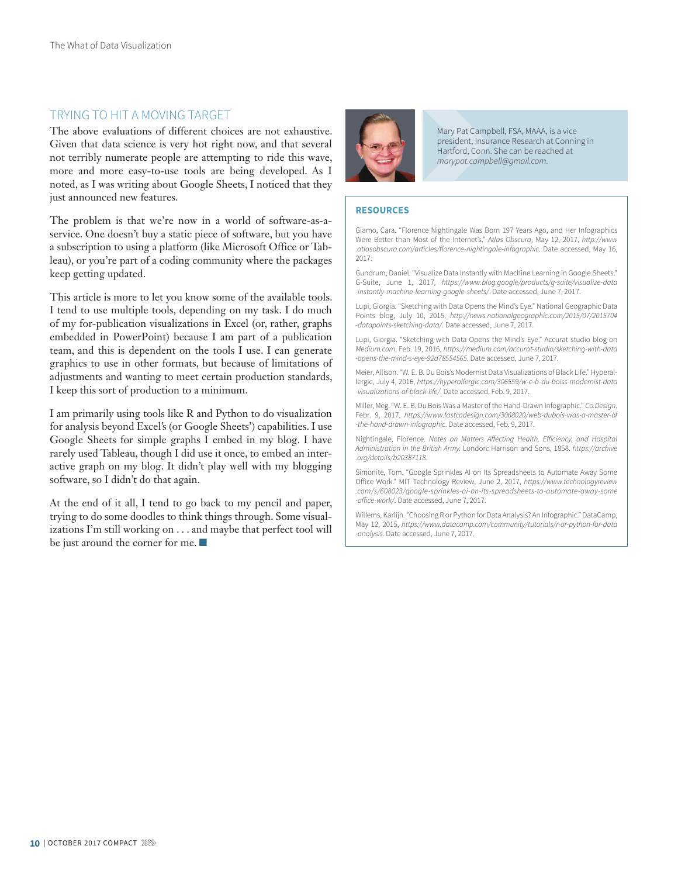## TRYING TO HIT A MOVING TARGET

The above evaluations of different choices are not exhaustive. Given that data science is very hot right now, and that several not terribly numerate people are attempting to ride this wave, more and more easy-to-use tools are being developed. As I noted, as I was writing about Google Sheets, I noticed that they just announced new features.

The problem is that we're now in a world of software-as-a-service. One doesn't buy a static piece of software, but you have a subscription to using a platform (like Microsoft Office or Tableau), or you're part of a coding community where the packages keep getting updated.

This article is more to let you know some of the available tools. I tend to use multiple tools, depending on my task. I do much of my for-publication visualizations in Excel (or, rather, graphs embedded in PowerPoint) because I am part of a publication team, and this is dependent on the tools I use. I can generate graphics to use in other formats, but because of limitations of adjustments and wanting to meet certain production standards, I keep this sort of production to a minimum.

I am primarily using tools like R and Python to do visualization for analysis beyond Excel's (or Google Sheets') capabilities. I use Google Sheets for simple graphs I embed in my blog. I have rarely used Tableau, though I did use it once, to embed an interactive graph on my blog. It didn't play well with my blogging software, so I didn't do that again.

At the end of it all, I tend to go back to my pencil and paper, trying to do some doodles to think things through. Some visualizations I'm still working on . . . and maybe that perfect tool will be just around the corner for me. ■

Mary Pat Campbell, FSA, MAAA, is a vice president, Insurance Research at Conning in Hartford, Conn. She can be reached at *marypat.campbell@gmail.com*.

### RESOURCES

Giamo, Cara. "Florence Nightingale Was Born 197 Years Ago, and Her Infographics Were Better than Most of the Internet's." *Atlas Obscura*, May 12, 2017, *http://www.atlasobscura.com/articles/florence-nightingale-infographic*. Date accessed, May 16, 2017.

Gundrum, Daniel. "Visualize Data Instantly with Machine Learning in Google Sheets." G-Suite, June 1, 2017, *https://www.blog.google/products/g-suite/visualize-data-instantly-machine-learning-google-sheets/*. Date accessed, June 7, 2017.

Lupi, Giorgia. "Sketching with Data Opens the Mind's Eye." National Geographic Data Points blog, July 10, 2015, *http://news.nationalgeographic.com/2015/07/2015704-datapoints-sketching-data/*. Date accessed, June 7, 2017.

Lupi, Giorgia. "Sketching with Data Opens the Mind's Eye." Accurat studio blog on *Medium.com*, Feb. 19, 2016, *https://medium.com/accurat-studio/sketching-with-data-opens-the-mind-s-eye-92d78554565*. Date accessed, June 7, 2017.

Meier, Allison. "W. E. B. Du Bois's Modernist Data Visualizations of Black Life." Hyperallergic, July 4, 2016, *https://hyperallergic.com/306559/w-e-b-du-boiss-modernist-data-visualizations-of-black-life/*. Date accessed, Feb. 9, 2017.

Miller, Meg. "W. E. B. Du Bois Was a Master of the Hand-Drawn Infographic." *Co.Design*, Febr. 9, 2017, *https://www.fastcodesign.com/3068020/web-dubois-was-a-master-of-the-hand-drawn-infographic*. Date accessed, Feb. 9, 2017.

Nightingale, Florence. *Notes on Matters Affecting Health, Efficiency, and Hospital Administration in the British Army.* London: Harrison and Sons, 1858. *https://archive.org/details/b20387118*.

Simonite, Tom. "Google Sprinkles AI on Its Spreadsheets to Automate Away Some Office Work." MIT Technology Review, June 2, 2017, *https://www.technologyreview.com/s/608023/google-sprinkles-ai-on-its-spreadsheets-to-automate-away-some-office-work/*. Date accessed, June 7, 2017.

Willems, Karlijn. "Choosing R or Python for Data Analysis? An Infographic." DataCamp, May 12, 2015, *https://www.datacamp.com/community/tutorials/r-or-python-for-data-analysis*. Date accessed, June 7, 2017.